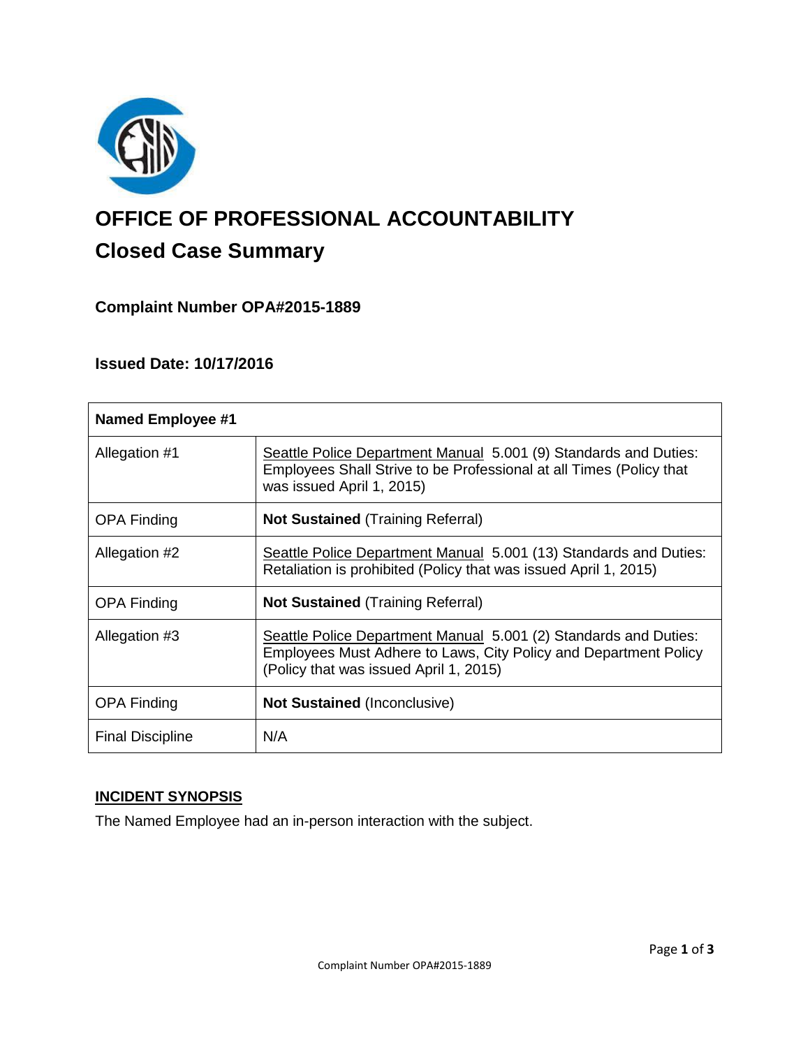# OFFICE OF PROFESSIONAL ACCOUNTABILITY

## Closed Case Summary

### Complaint Number OPA#2015-1889

### Issued Date: 10/17/2016

| **Named Employee #1** | |
|---|---|
| Allegation #1 | Seattle Police Department Manual 5.001 (9) Standards and Duties: Employees Shall Strive to be Professional at all Times (Policy that was issued April 1, 2015) |
| OPA Finding | **Not Sustained** (Training Referral) |
| Allegation #2 | Seattle Police Department Manual 5.001 (13) Standards and Duties: Retaliation is prohibited (Policy that was issued April 1, 2015) |
| OPA Finding | **Not Sustained** (Training Referral) |
| Allegation #3 | Seattle Police Department Manual 5.001 (2) Standards and Duties: Employees Must Adhere to Laws, City Policy and Department Policy (Policy that was issued April 1, 2015) |
| OPA Finding | **Not Sustained** (Inconclusive) |
| Final Discipline | N/A |

**INCIDENT SYNOPSIS**

The Named Employee had an in-person interaction with the subject.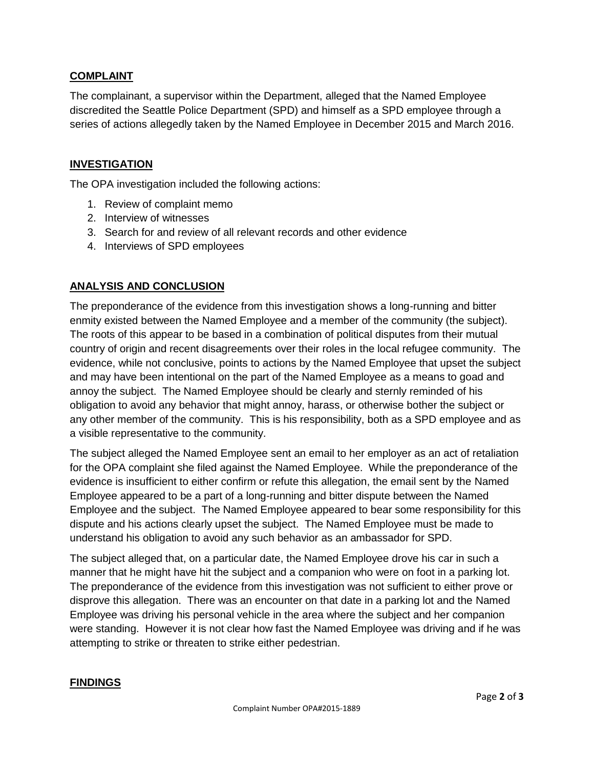## COMPLAINT

The complainant, a supervisor within the Department, alleged that the Named Employee discredited the Seattle Police Department (SPD) and himself as a SPD employee through a series of actions allegedly taken by the Named Employee in December 2015 and March 2016.

## INVESTIGATION

The OPA investigation included the following actions:

1. Review of complaint memo
2. Interview of witnesses
3. Search for and review of all relevant records and other evidence
4. Interviews of SPD employees

## ANALYSIS AND CONCLUSION

The preponderance of the evidence from this investigation shows a long-running and bitter enmity existed between the Named Employee and a member of the community (the subject). The roots of this appear to be based in a combination of political disputes from their mutual country of origin and recent disagreements over their roles in the local refugee community. The evidence, while not conclusive, points to actions by the Named Employee that upset the subject and may have been intentional on the part of the Named Employee as a means to goad and annoy the subject. The Named Employee should be clearly and sternly reminded of his obligation to avoid any behavior that might annoy, harass, or otherwise bother the subject or any other member of the community. This is his responsibility, both as a SPD employee and as a visible representative to the community.

The subject alleged the Named Employee sent an email to her employer as an act of retaliation for the OPA complaint she filed against the Named Employee. While the preponderance of the evidence is insufficient to either confirm or refute this allegation, the email sent by the Named Employee appeared to be a part of a long-running and bitter dispute between the Named Employee and the subject. The Named Employee appeared to bear some responsibility for this dispute and his actions clearly upset the subject. The Named Employee must be made to understand his obligation to avoid any such behavior as an ambassador for SPD.

The subject alleged that, on a particular date, the Named Employee drove his car in such a manner that he might have hit the subject and a companion who were on foot in a parking lot. The preponderance of the evidence from this investigation was not sufficient to either prove or disprove this allegation. There was an encounter on that date in a parking lot and the Named Employee was driving his personal vehicle in the area where the subject and her companion were standing. However it is not clear how fast the Named Employee was driving and if he was attempting to strike or threaten to strike either pedestrian.

## FINDINGS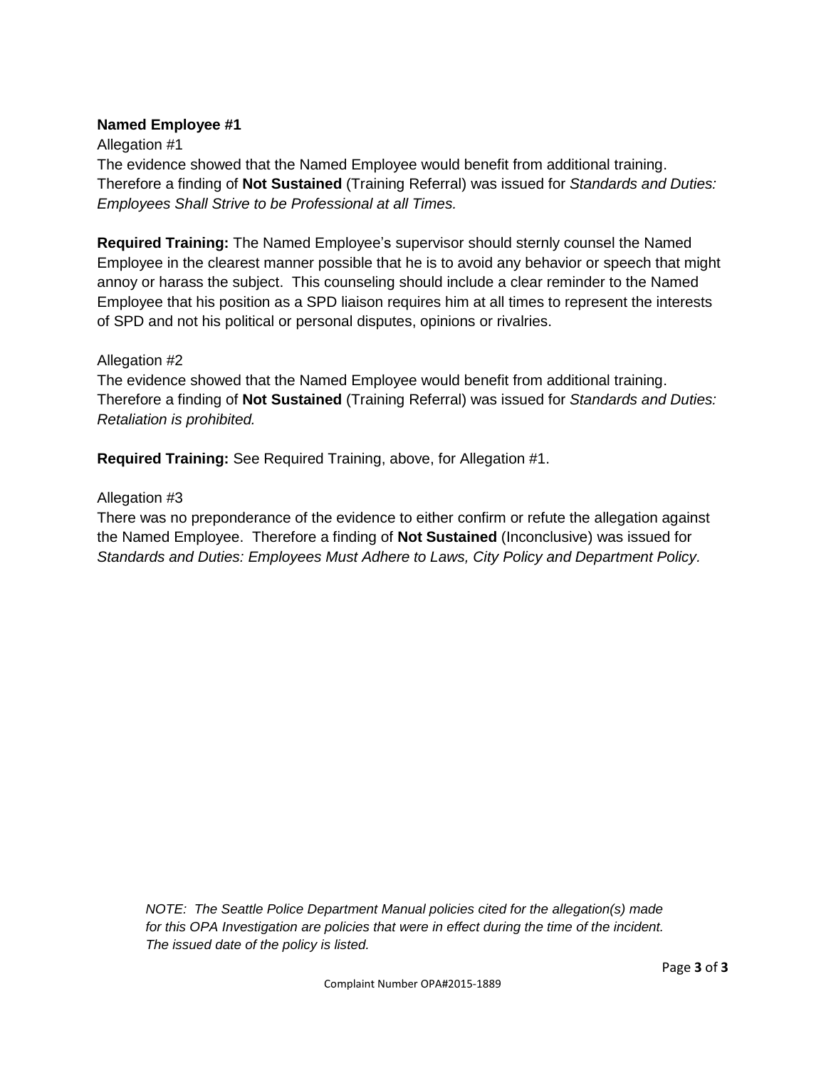**Named Employee #1**

Allegation #1

The evidence showed that the Named Employee would benefit from additional training. Therefore a finding of **Not Sustained** (Training Referral) was issued for *Standards and Duties: Employees Shall Strive to be Professional at all Times.*

**Required Training:** The Named Employee's supervisor should sternly counsel the Named Employee in the clearest manner possible that he is to avoid any behavior or speech that might annoy or harass the subject. This counseling should include a clear reminder to the Named Employee that his position as a SPD liaison requires him at all times to represent the interests of SPD and not his political or personal disputes, opinions or rivalries.

Allegation #2

The evidence showed that the Named Employee would benefit from additional training. Therefore a finding of **Not Sustained** (Training Referral) was issued for *Standards and Duties: Retaliation is prohibited.*

**Required Training:** See Required Training, above, for Allegation #1.

Allegation #3

There was no preponderance of the evidence to either confirm or refute the allegation against the Named Employee. Therefore a finding of **Not Sustained** (Inconclusive) was issued for *Standards and Duties: Employees Must Adhere to Laws, City Policy and Department Policy.*

*NOTE: The Seattle Police Department Manual policies cited for the allegation(s) made for this OPA Investigation are policies that were in effect during the time of the incident. The issued date of the policy is listed.*

Complaint Number OPA#2015-1889